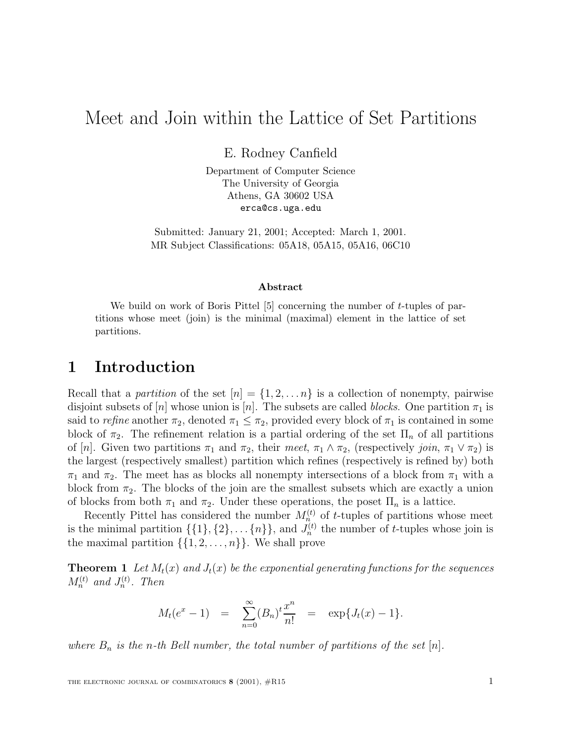# Meet and Join within the Lattice of Set Partitions

E. Rodney Canfield

Department of Computer Science
The University of Georgia
Athens, GA 30602 USA
erca@cs.uga.edu

Submitted: January 21, 2001; Accepted: March 1, 2001.
MR Subject Classifications: 05A18, 05A15, 05A16, 06C10

### Abstract

We build on work of Boris Pittel [5] concerning the number of $t$-tuples of partitions whose meet (join) is the minimal (maximal) element in the lattice of set partitions.

## 1 Introduction

Recall that a *partition* of the set $[n] = \{1, 2, \ldots n\}$ is a collection of nonempty, pairwise disjoint subsets of $[n]$ whose union is $[n]$. The subsets are called *blocks*. One partition $\pi_1$ is said to *refine* another $\pi_2$, denoted $\pi_1 \leq \pi_2$, provided every block of $\pi_1$ is contained in some block of $\pi_2$. The refinement relation is a partial ordering of the set $\Pi_n$ of all partitions of $[n]$. Given two partitions $\pi_1$ and $\pi_2$, their *meet*, $\pi_1 \wedge \pi_2$, (respectively *join*, $\pi_1 \vee \pi_2$) is the largest (respectively smallest) partition which refines (respectively is refined by) both $\pi_1$ and $\pi_2$. The meet has as blocks all nonempty intersections of a block from $\pi_1$ with a block from $\pi_2$. The blocks of the join are the smallest subsets which are exactly a union of blocks from both $\pi_1$ and $\pi_2$. Under these operations, the poset $\Pi_n$ is a lattice.

Recently Pittel has considered the number $M_n^{(t)}$ of $t$-tuples of partitions whose meet is the minimal partition $\{\{1\}, \{2\}, \ldots \{n\}\}$, and $J_n^{(t)}$ the number of $t$-tuples whose join is the maximal partition $\{\{1, 2, \ldots, n\}\}$. We shall prove

**Theorem 1** *Let $M_t(x)$ and $J_t(x)$ be the exponential generating functions for the sequences $M_n^{(t)}$ and $J_n^{(t)}$. Then*

$$M_t(e^x - 1) \quad = \quad \sum_{n=0}^{\infty} (B_n)^t \frac{x^n}{n!} \quad = \quad \exp\{J_t(x) - 1\}.$$

*where $B_n$ is the $n$-th Bell number, the total number of partitions of the set $[n]$.*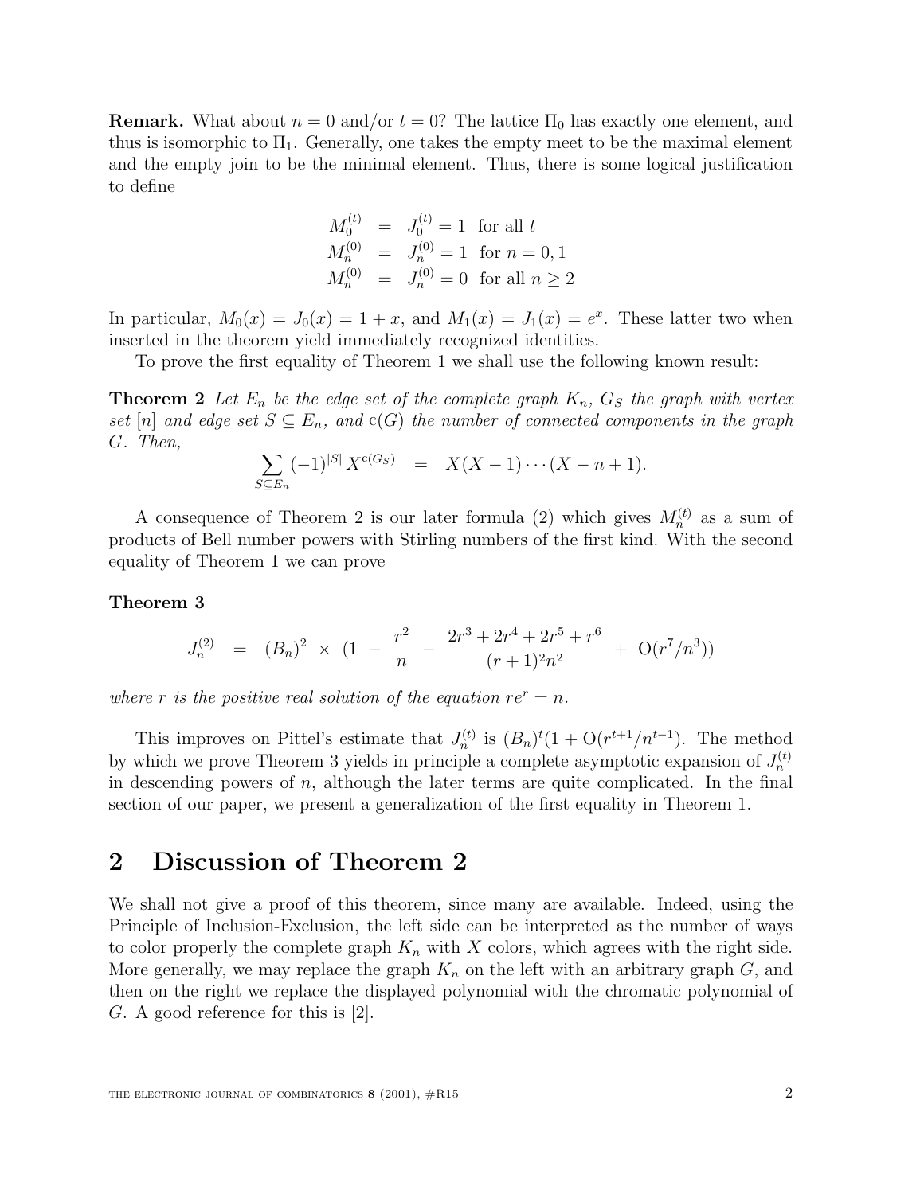**Remark.** What about $n = 0$ and/or $t = 0$? The lattice $\Pi_0$ has exactly one element, and thus is isomorphic to $\Pi_1$. Generally, one takes the empty meet to be the maximal element and the empty join to be the minimal element. Thus, there is some logical justification to define

$$
\begin{aligned}
M_0^{(t)} &= J_0^{(t)} = 1 \ \text{ for all } t \\
M_n^{(0)} &= J_n^{(0)} = 1 \ \text{ for } n = 0, 1 \\
M_n^{(0)} &= J_n^{(0)} = 0 \ \text{ for all } n \geq 2
\end{aligned}
$$

In particular, $M_0(x) = J_0(x) = 1 + x$, and $M_1(x) = J_1(x) = e^x$. These latter two when inserted in the theorem yield immediately recognized identities.

To prove the first equality of Theorem 1 we shall use the following known result:

**Theorem 2** *Let $E_n$ be the edge set of the complete graph $K_n$, $G_S$ the graph with vertex set $[n]$ and edge set $S \subseteq E_n$, and $\mathrm{c}(G)$ the number of connected components in the graph $G$. Then,*

$$
\sum_{S \subseteq E_n} (-1)^{|S|} X^{\mathrm{c}(G_S)} = X(X-1)\cdots(X-n+1).
$$

A consequence of Theorem 2 is our later formula (2) which gives $M_n^{(t)}$ as a sum of products of Bell number powers with Stirling numbers of the first kind. With the second equality of Theorem 1 we can prove

**Theorem 3**

$$
J_n^{(2)} = (B_n)^2 \times \left(1 - \frac{r^2}{n} - \frac{2r^3 + 2r^4 + 2r^5 + r^6}{(r+1)^2 n^2} + \mathrm{O}(r^7/n^3)\right)
$$

*where $r$ is the positive real solution of the equation $re^r = n$.*

This improves on Pittel's estimate that $J_n^{(t)}$ is $(B_n)^t(1 + \mathrm{O}(r^{t+1}/n^{t-1})$. The method by which we prove Theorem 3 yields in principle a complete asymptotic expansion of $J_n^{(t)}$ in descending powers of $n$, although the later terms are quite complicated. In the final section of our paper, we present a generalization of the first equality in Theorem 1.

## 2 Discussion of Theorem 2

We shall not give a proof of this theorem, since many are available. Indeed, using the Principle of Inclusion-Exclusion, the left side can be interpreted as the number of ways to color properly the complete graph $K_n$ with $X$ colors, which agrees with the right side. More generally, we may replace the graph $K_n$ on the left with an arbitrary graph $G$, and then on the right we replace the displayed polynomial with the chromatic polynomial of $G$. A good reference for this is [2].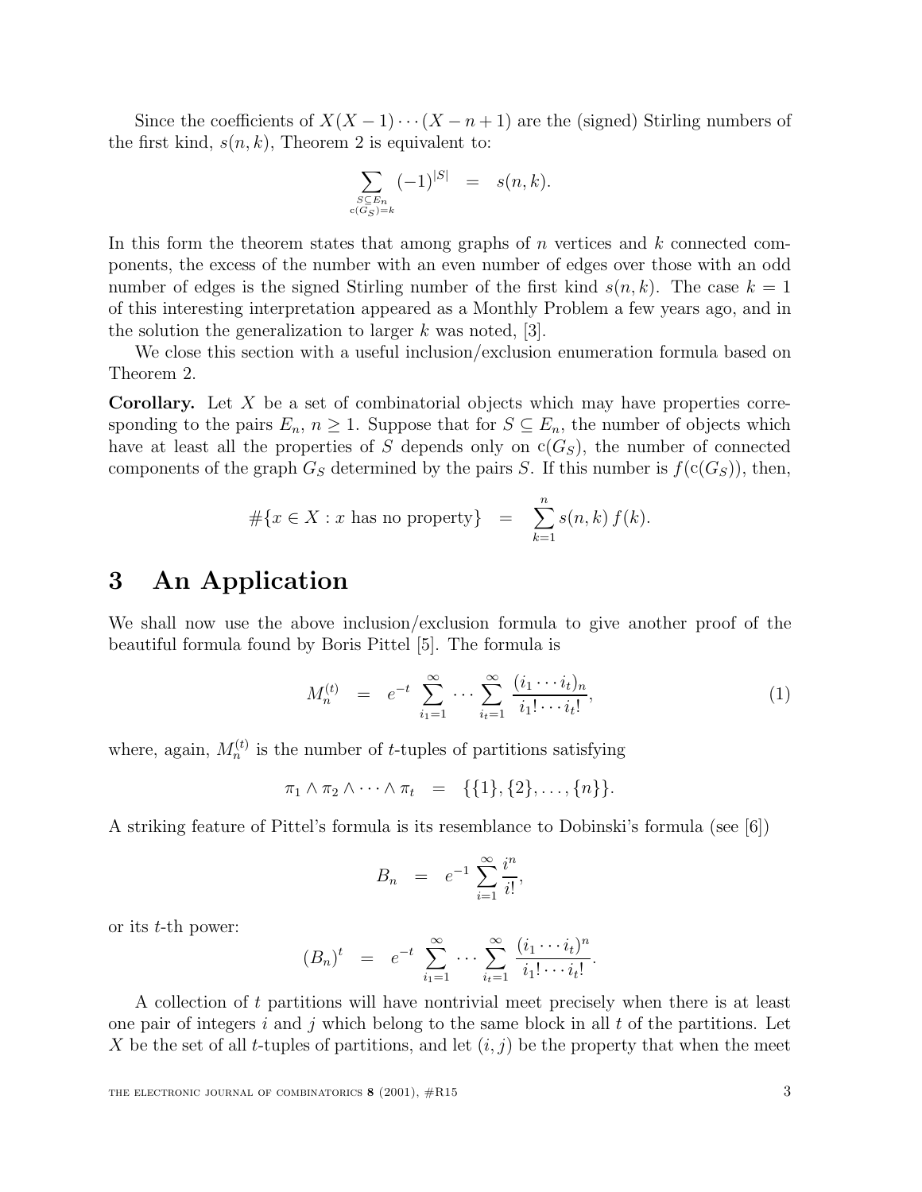Since the coefficients of $X(X-1)\cdots(X-n+1)$ are the (signed) Stirling numbers of the first kind, $s(n,k)$, Theorem 2 is equivalent to:

$$\sum_{\substack{S\subseteq E_n \\ c(G_S)=k}} (-1)^{|S|} \quad = \quad s(n,k).$$

In this form the theorem states that among graphs of $n$ vertices and $k$ connected components, the excess of the number with an even number of edges over those with an odd number of edges is the signed Stirling number of the first kind $s(n,k)$. The case $k=1$ of this interesting interpretation appeared as a Monthly Problem a few years ago, and in the solution the generalization to larger $k$ was noted, [3].

We close this section with a useful inclusion/exclusion enumeration formula based on Theorem 2.

**Corollary.** Let $X$ be a set of combinatorial objects which may have properties corresponding to the pairs $E_n$, $n \geq 1$. Suppose that for $S \subseteq E_n$, the number of objects which have at least all the properties of $S$ depends only on $\mathrm{c}(G_S)$, the number of connected components of the graph $G_S$ determined by the pairs $S$. If this number is $f(\mathrm{c}(G_S))$, then,

$$\#\{x \in X : x \text{ has no property}\} \quad = \quad \sum_{k=1}^{n} s(n,k)\, f(k).$$

# 3 An Application

We shall now use the above inclusion/exclusion formula to give another proof of the beautiful formula found by Boris Pittel [5]. The formula is

$$M_n^{(t)} \quad = \quad e^{-t} \sum_{i_1=1}^{\infty} \cdots \sum_{i_t=1}^{\infty} \frac{(i_1 \cdots i_t)_n}{i_1! \cdots i_t!}, \tag{1}$$

where, again, $M_n^{(t)}$ is the number of $t$-tuples of partitions satisfying

$$\pi_1 \wedge \pi_2 \wedge \cdots \wedge \pi_t \quad = \quad \{\{1\},\{2\},\ldots,\{n\}\}.$$

A striking feature of Pittel's formula is its resemblance to Dobinski's formula (see [6])

$$B_n \quad = \quad e^{-1} \sum_{i=1}^{\infty} \frac{i^n}{i!},$$

or its $t$-th power:

$$(B_n)^t \quad = \quad e^{-t} \sum_{i_1=1}^{\infty} \cdots \sum_{i_t=1}^{\infty} \frac{(i_1 \cdots i_t)^n}{i_1! \cdots i_t!}.$$

A collection of $t$ partitions will have nontrivial meet precisely when there is at least one pair of integers $i$ and $j$ which belong to the same block in all $t$ of the partitions. Let $X$ be the set of all $t$-tuples of partitions, and let $(i,j)$ be the property that when the meet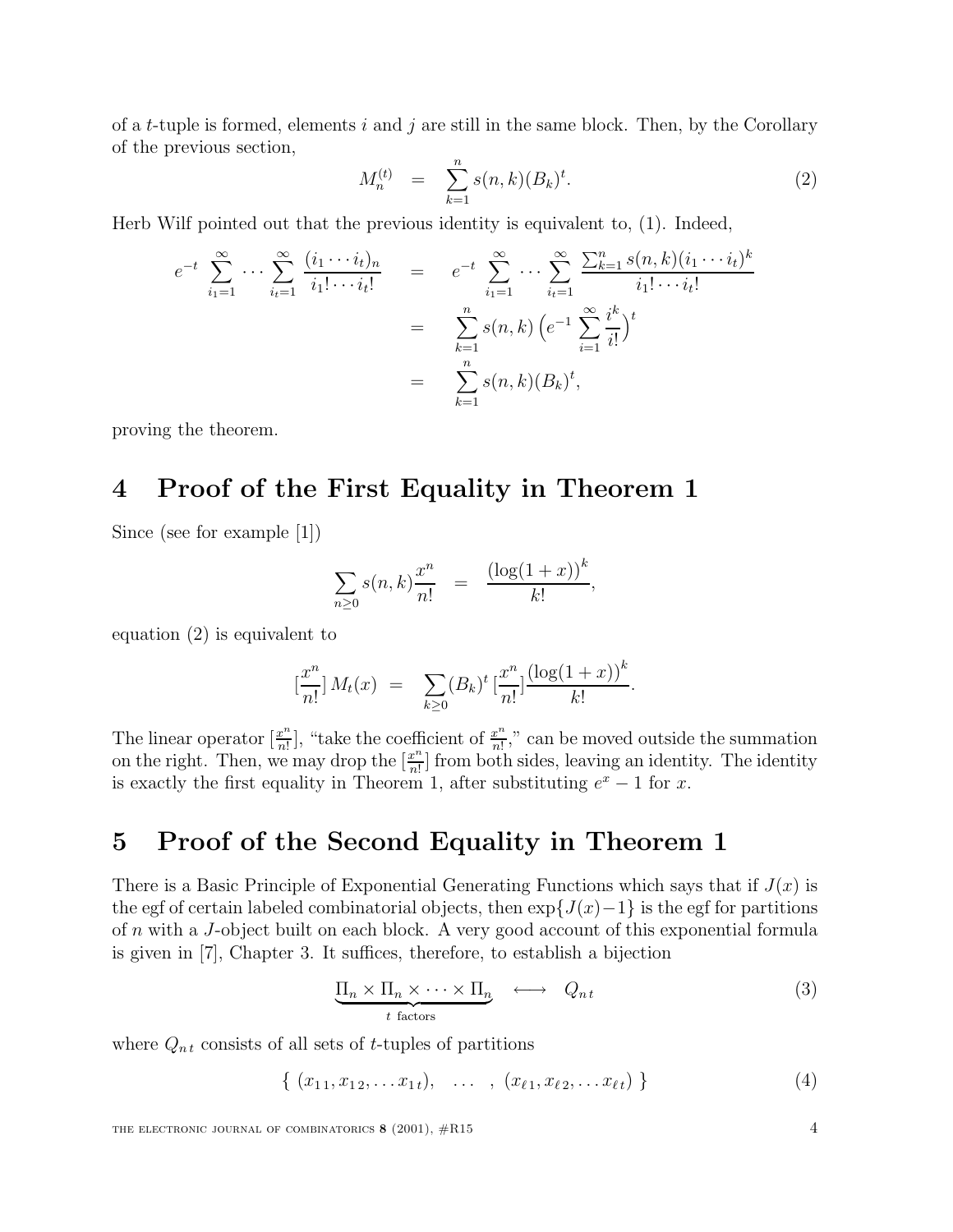of a $t$-tuple is formed, elements $i$ and $j$ are still in the same block. Then, by the Corollary of the previous section,

$$M_n^{(t)} \quad = \quad \sum_{k=1}^{n} s(n,k)(B_k)^t. \tag{2}$$

Herb Wilf pointed out that the previous identity is equivalent to, (1). Indeed,

$$\begin{aligned} e^{-t} \sum_{i_1=1}^{\infty} \cdots \sum_{i_t=1}^{\infty} \frac{(i_1 \cdots i_t)_n}{i_1! \cdots i_t!} \quad &= \quad e^{-t} \sum_{i_1=1}^{\infty} \cdots \sum_{i_t=1}^{\infty} \frac{\sum_{k=1}^{n} s(n,k)(i_1 \cdots i_t)^k}{i_1! \cdots i_t!} \\ &= \quad \sum_{k=1}^{n} s(n,k) \left( e^{-1} \sum_{i=1}^{\infty} \frac{i^k}{i!} \right)^t \\ &= \quad \sum_{k=1}^{n} s(n,k)(B_k)^t, \end{aligned}$$

proving the theorem.

# 4 Proof of the First Equality in Theorem 1

Since (see for example [1])

$$\sum_{n \geq 0} s(n,k) \frac{x^n}{n!} \quad = \quad \frac{(\log(1+x))^k}{k!},$$

equation (2) is equivalent to

$$[\frac{x^n}{n!}]\, M_t(x) \;\; = \;\; \sum_{k \geq 0} (B_k)^t \, [\frac{x^n}{n!}] \frac{(\log(1+x))^k}{k!}.$$

The linear operator $[\frac{x^n}{n!}]$, "take the coefficient of $\frac{x^n}{n!}$," can be moved outside the summation on the right. Then, we may drop the $[\frac{x^n}{n!}]$ from both sides, leaving an identity. The identity is exactly the first equality in Theorem 1, after substituting $e^x - 1$ for $x$.

# 5 Proof of the Second Equality in Theorem 1

There is a Basic Principle of Exponential Generating Functions which says that if $J(x)$ is the egf of certain labeled combinatorial objects, then $\exp\{J(x)-1\}$ is the egf for partitions of $n$ with a $J$-object built on each block. A very good account of this exponential formula is given in [7], Chapter 3. It suffices, therefore, to establish a bijection

$$\underbrace{\Pi_n \times \Pi_n \times \cdots \times \Pi_n}_{t \text{ factors}} \quad \longleftrightarrow \quad Q_{n\,t} \tag{3}$$

where $Q_{n\,t}$ consists of all sets of $t$-tuples of partitions

$$\{\ (x_{1\,1}, x_{1\,2}, \ldots x_{1\,t}), \quad \ldots \quad , (x_{\ell\,1}, x_{\ell\,2}, \ldots x_{\ell\,t})\ \} \tag{4}$$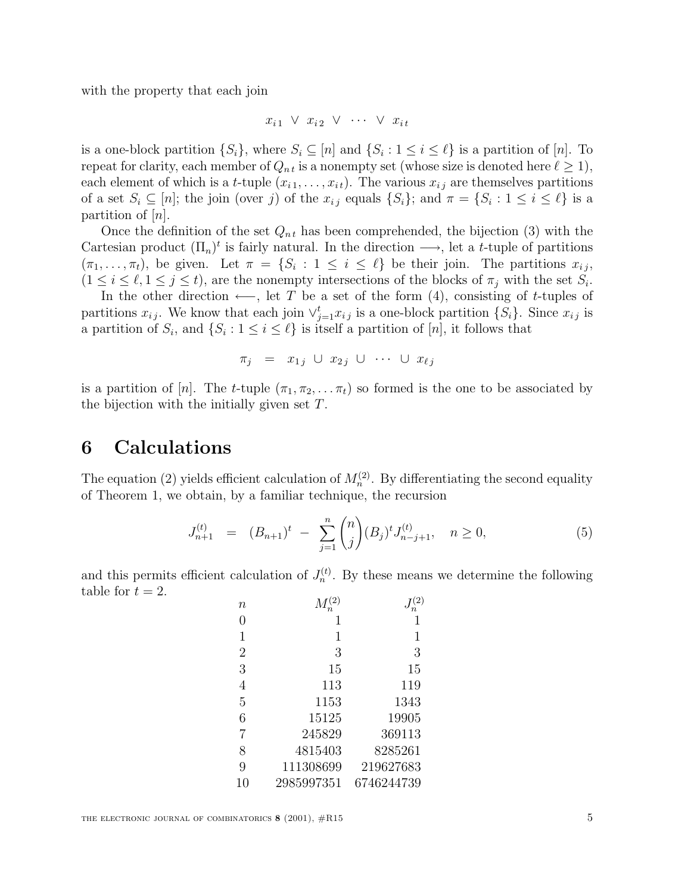with the property that each join

$$x_{i\,1} \;\vee\; x_{i\,2} \;\vee\; \cdots \;\vee\; x_{i\,t}$$

is a one-block partition $\{S_i\}$, where $S_i \subseteq [n]$ and $\{S_i : 1 \leq i \leq \ell\}$ is a partition of $[n]$. To repeat for clarity, each member of $Q_{n\,t}$ is a nonempty set (whose size is denoted here $\ell \geq 1$), each element of which is a $t$-tuple $(x_{i\,1}, \ldots, x_{i\,t})$. The various $x_{i\,j}$ are themselves partitions of a set $S_i \subseteq [n]$; the join (over $j$) of the $x_{i\,j}$ equals $\{S_i\}$; and $\pi = \{S_i : 1 \leq i \leq \ell\}$ is a partition of $[n]$.

Once the definition of the set $Q_{n\,t}$ has been comprehended, the bijection (3) with the Cartesian product $(\Pi_n)^t$ is fairly natural. In the direction $\longrightarrow$, let a $t$-tuple of partitions $(\pi_1, \ldots, \pi_t)$, be given. Let $\pi = \{S_i : 1 \leq i \leq \ell\}$ be their join. The partitions $x_{i\,j}$, $(1 \leq i \leq \ell, 1 \leq j \leq t)$, are the nonempty intersections of the blocks of $\pi_j$ with the set $S_i$.

In the other direction $\longleftarrow$, let $T$ be a set of the form (4), consisting of $t$-tuples of partitions $x_{i\,j}$. We know that each join $\vee_{j=1}^{t} x_{i\,j}$ is a one-block partition $\{S_i\}$. Since $x_{i\,j}$ is a partition of $S_i$, and $\{S_i : 1 \leq i \leq \ell\}$ is itself a partition of $[n]$, it follows that

$$\pi_j \;\;=\;\; x_{1\,j} \;\cup\; x_{2\,j} \;\cup\; \cdots \;\cup\; x_{\ell\,j}$$

is a partition of $[n]$. The $t$-tuple $(\pi_1, \pi_2, \ldots \pi_t)$ so formed is the one to be associated by the bijection with the initially given set $T$.

# 6 Calculations

The equation (2) yields efficient calculation of $M_n^{(2)}$. By differentiating the second equality of Theorem 1, we obtain, by a familiar technique, the recursion

$$J_{n+1}^{(t)} \;\;=\;\; (B_{n+1})^t \;-\; \sum_{j=1}^{n} \binom{n}{j} (B_j)^t J_{n-j+1}^{(t)}, \quad n \geq 0, \tag{5}$$

and this permits efficient calculation of $J_n^{(t)}$. By these means we determine the following table for $t = 2$.

| $n$ | $M_n^{(2)}$ | $J_n^{(2)}$ |
|---|---:|---:|
| 0 | 1 | 1 |
| 1 | 1 | 1 |
| 2 | 3 | 3 |
| 3 | 15 | 15 |
| 4 | 113 | 119 |
| 5 | 1153 | 1343 |
| 6 | 15125 | 19905 |
| 7 | 245829 | 369113 |
| 8 | 4815403 | 8285261 |
| 9 | 111308699 | 219627683 |
| 10 | 2985997351 | 6746244739 |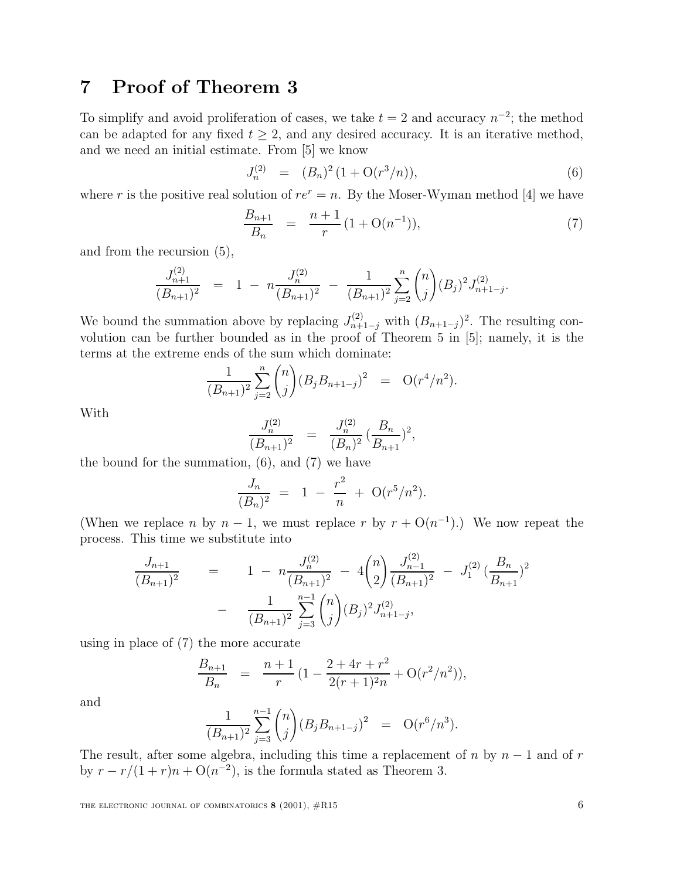## 7 Proof of Theorem 3

To simplify and avoid proliferation of cases, we take $t = 2$ and accuracy $n^{-2}$; the method can be adapted for any fixed $t \geq 2$, and any desired accuracy. It is an iterative method, and we need an initial estimate. From [5] we know

$$J_n^{(2)} \quad = \quad (B_n)^2 \, (1 + \mathrm{O}(r^3/n)), \tag{6}$$

where $r$ is the positive real solution of $re^r = n$. By the Moser-Wyman method [4] we have

$$\frac{B_{n+1}}{B_n} \quad = \quad \frac{n+1}{r} \, (1 + \mathrm{O}(n^{-1})), \tag{7}$$

and from the recursion (5),

$$\frac{J_{n+1}^{(2)}}{(B_{n+1})^2} \quad = \quad 1 \; - \; n\frac{J_n^{(2)}}{(B_{n+1})^2} \; - \; \frac{1}{(B_{n+1})^2} \sum_{j=2}^{n} \binom{n}{j} (B_j)^2 J_{n+1-j}^{(2)}.$$

We bound the summation above by replacing $J_{n+1-j}^{(2)}$ with $(B_{n+1-j})^2$. The resulting convolution can be further bounded as in the proof of Theorem 5 in [5]; namely, it is the terms at the extreme ends of the sum which dominate:

$$\frac{1}{(B_{n+1})^2} \sum_{j=2}^{n} \binom{n}{j} (B_j B_{n+1-j})^2 \quad = \quad \mathrm{O}(r^4/n^2).$$

With

$$\frac{J_n^{(2)}}{(B_{n+1})^2} \quad = \quad \frac{J_n^{(2)}}{(B_n)^2} \, (\frac{B_n}{B_{n+1}})^2,$$

the bound for the summation, (6), and (7) we have

$$\frac{J_n}{(B_n)^2} \; = \; 1 \; - \; \frac{r^2}{n} \; + \; \mathrm{O}(r^5/n^2).$$

(When we replace $n$ by $n-1$, we must replace $r$ by $r + \mathrm{O}(n^{-1})$.) We now repeat the process. This time we substitute into

$$\begin{aligned} \frac{J_{n+1}}{(B_{n+1})^2} \quad &= \quad 1 \; - \; n\frac{J_n^{(2)}}{(B_{n+1})^2} \; - \; 4\binom{n}{2} \frac{J_{n-1}^{(2)}}{(B_{n+1})^2} \; - \; J_1^{(2)} \, (\frac{B_n}{B_{n+1}})^2 \\ &- \quad \frac{1}{(B_{n+1})^2} \sum_{j=3}^{n-1} \binom{n}{j} (B_j)^2 J_{n+1-j}^{(2)}, \end{aligned}$$

using in place of (7) the more accurate

$$\frac{B_{n+1}}{B_n} \quad = \quad \frac{n+1}{r} \, (1 - \frac{2 + 4r + r^2}{2(r+1)^2 n} + \mathrm{O}(r^2/n^2)),$$

and

$$\frac{1}{(B_{n+1})^2} \sum_{j=3}^{n-1} \binom{n}{j} (B_j B_{n+1-j})^2 \quad = \quad \mathrm{O}(r^6/n^3).$$

The result, after some algebra, including this time a replacement of $n$ by $n-1$ and of $r$ by $r - r/(1+r)n + \mathrm{O}(n^{-2})$, is the formula stated as Theorem 3.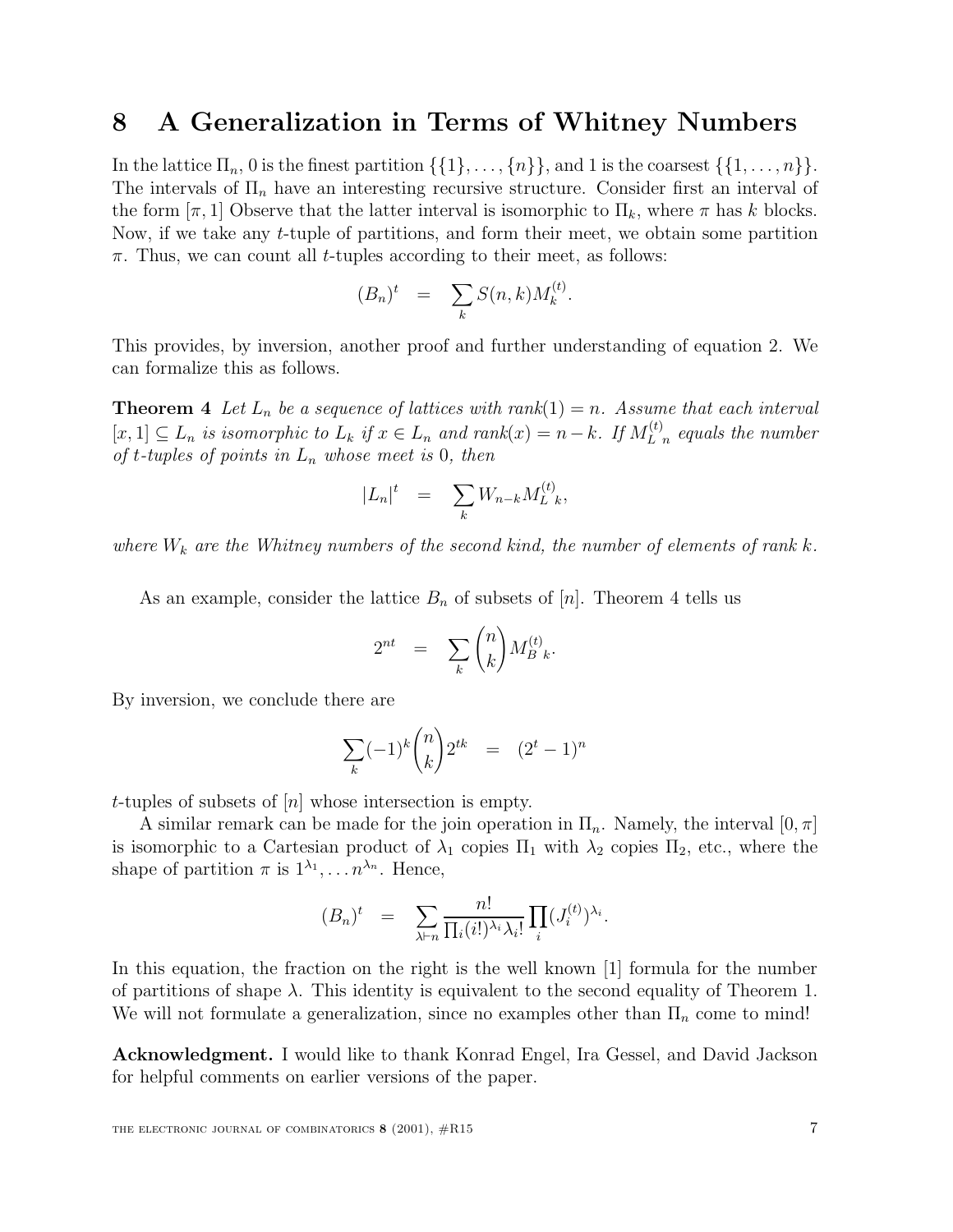## 8 A Generalization in Terms of Whitney Numbers

In the lattice $\Pi_n$, 0 is the finest partition $\{\{1\},\ldots,\{n\}\}$, and 1 is the coarsest $\{\{1,\ldots,n\}\}$. The intervals of $\Pi_n$ have an interesting recursive structure. Consider first an interval of the form $[\pi, 1]$ Observe that the latter interval is isomorphic to $\Pi_k$, where $\pi$ has $k$ blocks. Now, if we take any $t$-tuple of partitions, and form their meet, we obtain some partition $\pi$. Thus, we can count all $t$-tuples according to their meet, as follows:

$$(B_n)^t \quad = \quad \sum_k S(n,k) M_k^{(t)}.$$

This provides, by inversion, another proof and further understanding of equation 2. We can formalize this as follows.

**Theorem 4** *Let $L_n$ be a sequence of lattices with rank$(1) = n$. Assume that each interval $[x, 1] \subseteq L_n$ is isomorphic to $L_k$ if $x \in L_n$ and rank$(x) = n - k$. If $M_{L\ n}^{(t)}$ equals the number of $t$-tuples of points in $L_n$ whose meet is 0, then*

$$|L_n|^t \quad = \quad \sum_k W_{n-k} M_{L\ k}^{(t)},$$

*where $W_k$ are the Whitney numbers of the second kind, the number of elements of rank $k$.*

As an example, consider the lattice $B_n$ of subsets of $[n]$. Theorem 4 tells us

$$2^{nt} \quad = \quad \sum_k \binom{n}{k} M_{B\ k}^{(t)}.$$

By inversion, we conclude there are

$$\sum_k (-1)^k \binom{n}{k} 2^{tk} \quad = \quad (2^t - 1)^n$$

$t$-tuples of subsets of $[n]$ whose intersection is empty.

A similar remark can be made for the join operation in $\Pi_n$. Namely, the interval $[0, \pi]$ is isomorphic to a Cartesian product of $\lambda_1$ copies $\Pi_1$ with $\lambda_2$ copies $\Pi_2$, etc., where the shape of partition $\pi$ is $1^{\lambda_1}, \ldots n^{\lambda_n}$. Hence,

$$(B_n)^t \quad = \quad \sum_{\lambda \vdash n} \frac{n!}{\prod_i (i!)^{\lambda_i} \lambda_i!} \prod_i (J_i^{(t)})^{\lambda_i}.$$

In this equation, the fraction on the right is the well known [1] formula for the number of partitions of shape $\lambda$. This identity is equivalent to the second equality of Theorem 1. We will not formulate a generalization, since no examples other than $\Pi_n$ come to mind!

**Acknowledgment.** I would like to thank Konrad Engel, Ira Gessel, and David Jackson for helpful comments on earlier versions of the paper.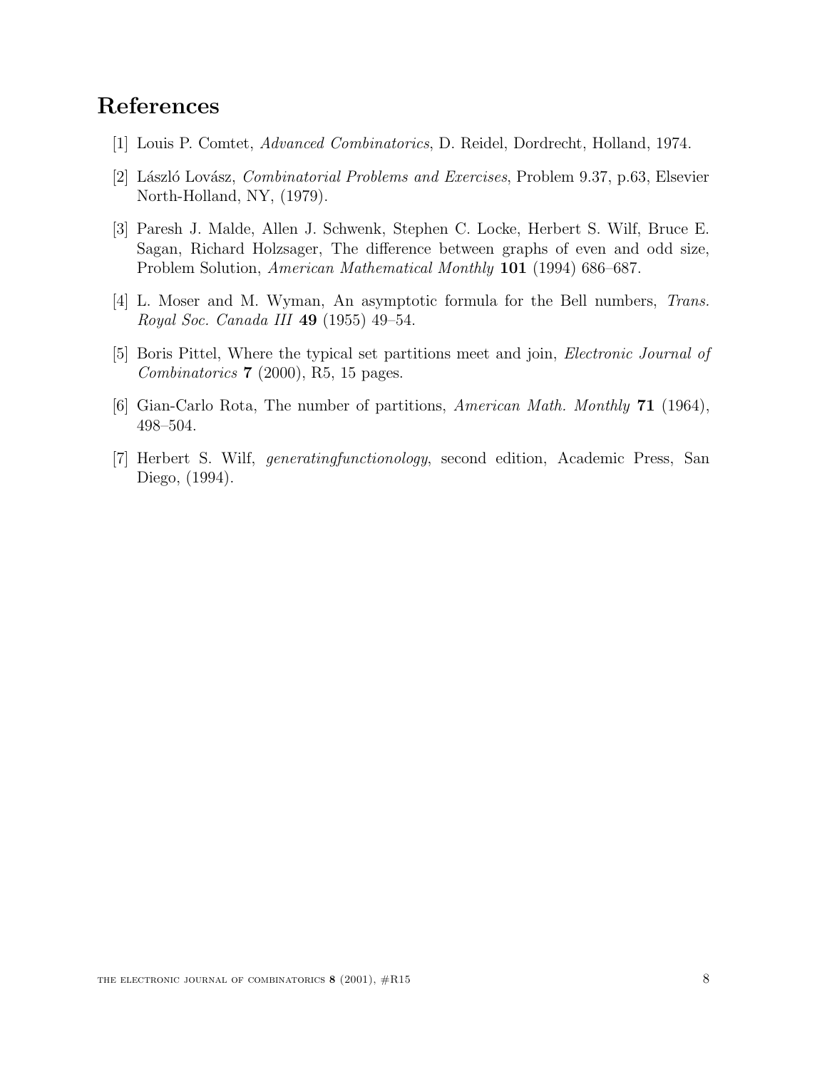## References

[1] Louis P. Comtet, *Advanced Combinatorics*, D. Reidel, Dordrecht, Holland, 1974.

[2] László Lovász, *Combinatorial Problems and Exercises*, Problem 9.37, p.63, Elsevier North-Holland, NY, (1979).

[3] Paresh J. Malde, Allen J. Schwenk, Stephen C. Locke, Herbert S. Wilf, Bruce E. Sagan, Richard Holzsager, The difference between graphs of even and odd size, Problem Solution, *American Mathematical Monthly* **101** (1994) 686–687.

[4] L. Moser and M. Wyman, An asymptotic formula for the Bell numbers, *Trans. Royal Soc. Canada III* **49** (1955) 49–54.

[5] Boris Pittel, Where the typical set partitions meet and join, *Electronic Journal of Combinatorics* **7** (2000), R5, 15 pages.

[6] Gian-Carlo Rota, The number of partitions, *American Math. Monthly* **71** (1964), 498–504.

[7] Herbert S. Wilf, *generatingfunctionology*, second edition, Academic Press, San Diego, (1994).